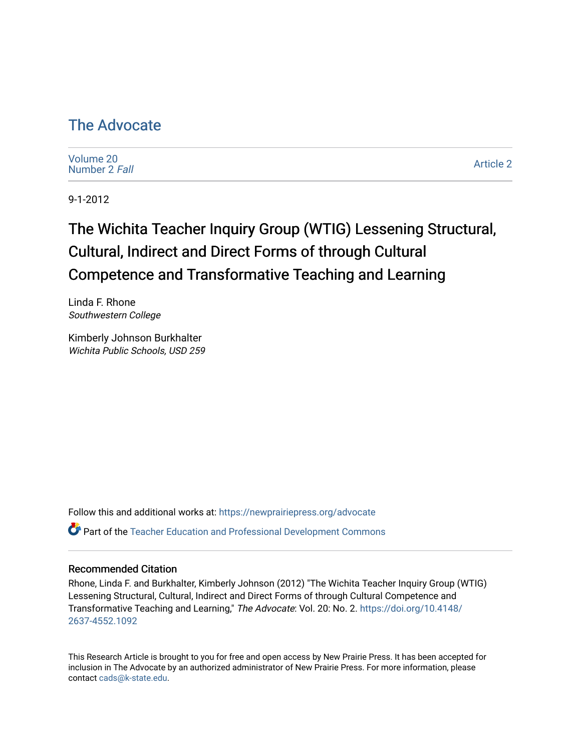# The Advocate

Volume 20
Number 2 *Fall*

Article 2

9-1-2012

## The Wichita Teacher Inquiry Group (WTIG) Lessening Structural, Cultural, Indirect and Direct Forms of through Cultural Competence and Transformative Teaching and Learning

Linda F. Rhone
*Southwestern College*

Kimberly Johnson Burkhalter
*Wichita Public Schools, USD 259*

Follow this and additional works at: https://newprairiepress.org/advocate

Part of the Teacher Education and Professional Development Commons

### Recommended Citation

Rhone, Linda F. and Burkhalter, Kimberly Johnson (2012) "The Wichita Teacher Inquiry Group (WTIG) Lessening Structural, Cultural, Indirect and Direct Forms of through Cultural Competence and Transformative Teaching and Learning," *The Advocate*: Vol. 20: No. 2. https://doi.org/10.4148/2637-4552.1092

This Research Article is brought to you for free and open access by New Prairie Press. It has been accepted for inclusion in The Advocate by an authorized administrator of New Prairie Press. For more information, please contact cads@k-state.edu.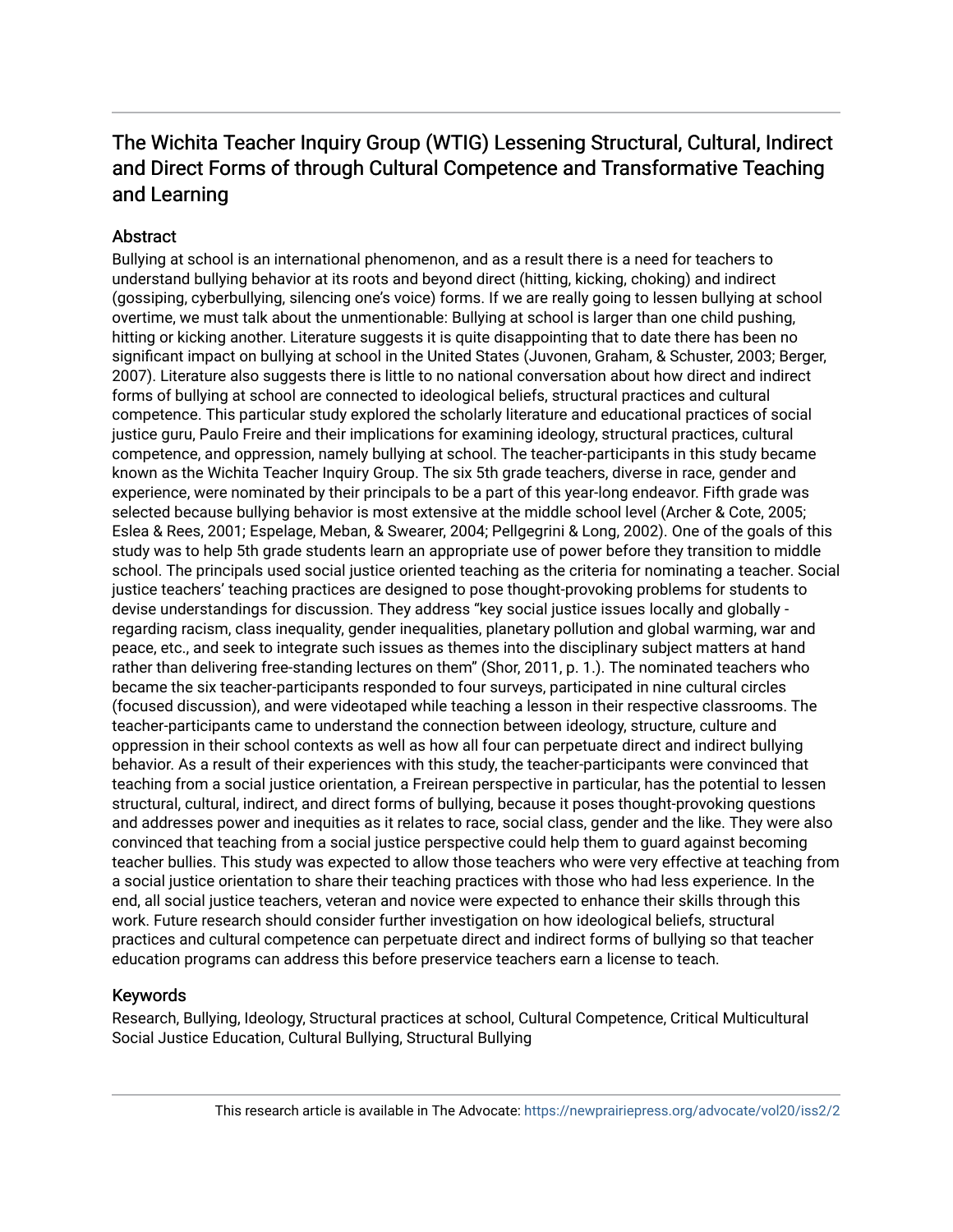# The Wichita Teacher Inquiry Group (WTIG) Lessening Structural, Cultural, Indirect and Direct Forms of through Cultural Competence and Transformative Teaching and Learning

## Abstract

Bullying at school is an international phenomenon, and as a result there is a need for teachers to understand bullying behavior at its roots and beyond direct (hitting, kicking, choking) and indirect (gossiping, cyberbullying, silencing one's voice) forms. If we are really going to lessen bullying at school overtime, we must talk about the unmentionable: Bullying at school is larger than one child pushing, hitting or kicking another. Literature suggests it is quite disappointing that to date there has been no significant impact on bullying at school in the United States (Juvonen, Graham, & Schuster, 2003; Berger, 2007). Literature also suggests there is little to no national conversation about how direct and indirect forms of bullying at school are connected to ideological beliefs, structural practices and cultural competence. This particular study explored the scholarly literature and educational practices of social justice guru, Paulo Freire and their implications for examining ideology, structural practices, cultural competence, and oppression, namely bullying at school. The teacher-participants in this study became known as the Wichita Teacher Inquiry Group. The six 5th grade teachers, diverse in race, gender and experience, were nominated by their principals to be a part of this year-long endeavor. Fifth grade was selected because bullying behavior is most extensive at the middle school level (Archer & Cote, 2005; Eslea & Rees, 2001; Espelage, Meban, & Swearer, 2004; Pellgegrini & Long, 2002). One of the goals of this study was to help 5th grade students learn an appropriate use of power before they transition to middle school. The principals used social justice oriented teaching as the criteria for nominating a teacher. Social justice teachers' teaching practices are designed to pose thought-provoking problems for students to devise understandings for discussion. They address "key social justice issues locally and globally - regarding racism, class inequality, gender inequalities, planetary pollution and global warming, war and peace, etc., and seek to integrate such issues as themes into the disciplinary subject matters at hand rather than delivering free-standing lectures on them" (Shor, 2011, p. 1.). The nominated teachers who became the six teacher-participants responded to four surveys, participated in nine cultural circles (focused discussion), and were videotaped while teaching a lesson in their respective classrooms. The teacher-participants came to understand the connection between ideology, structure, culture and oppression in their school contexts as well as how all four can perpetuate direct and indirect bullying behavior. As a result of their experiences with this study, the teacher-participants were convinced that teaching from a social justice orientation, a Freirean perspective in particular, has the potential to lessen structural, cultural, indirect, and direct forms of bullying, because it poses thought-provoking questions and addresses power and inequities as it relates to race, social class, gender and the like. They were also convinced that teaching from a social justice perspective could help them to guard against becoming teacher bullies. This study was expected to allow those teachers who were very effective at teaching from a social justice orientation to share their teaching practices with those who had less experience. In the end, all social justice teachers, veteran and novice were expected to enhance their skills through this work. Future research should consider further investigation on how ideological beliefs, structural practices and cultural competence can perpetuate direct and indirect forms of bullying so that teacher education programs can address this before preservice teachers earn a license to teach.

## Keywords

Research, Bullying, Ideology, Structural practices at school, Cultural Competence, Critical Multicultural Social Justice Education, Cultural Bullying, Structural Bullying

This research article is available in The Advocate: https://newprairiepress.org/advocate/vol20/iss2/2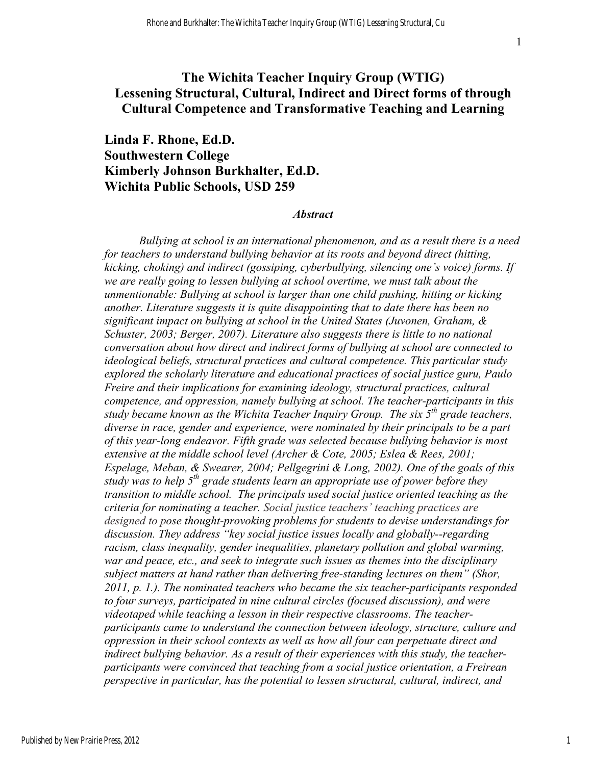# The Wichita Teacher Inquiry Group (WTIG) Lessening Structural, Cultural, Indirect and Direct forms of through Cultural Competence and Transformative Teaching and Learning

**Linda F. Rhone, Ed.D.**
**Southwestern College**
**Kimberly Johnson Burkhalter, Ed.D.**
**Wichita Public Schools, USD 259**

### *Abstract*

*Bullying at school is an international phenomenon, and as a result there is a need for teachers to understand bullying behavior at its roots and beyond direct (hitting, kicking, choking) and indirect (gossiping, cyberbullying, silencing one's voice) forms. If we are really going to lessen bullying at school overtime, we must talk about the unmentionable: Bullying at school is larger than one child pushing, hitting or kicking another. Literature suggests it is quite disappointing that to date there has been no significant impact on bullying at school in the United States (Juvonen, Graham, & Schuster, 2003; Berger, 2007). Literature also suggests there is little to no national conversation about how direct and indirect forms of bullying at school are connected to ideological beliefs, structural practices and cultural competence. This particular study explored the scholarly literature and educational practices of social justice guru, Paulo Freire and their implications for examining ideology, structural practices, cultural competence, and oppression, namely bullying at school. The teacher-participants in this study became known as the Wichita Teacher Inquiry Group. The six 5th grade teachers, diverse in race, gender and experience, were nominated by their principals to be a part of this year-long endeavor. Fifth grade was selected because bullying behavior is most extensive at the middle school level (Archer & Cote, 2005; Eslea & Rees, 2001; Espelage, Meban, & Swearer, 2004; Pellgegrini & Long, 2002). One of the goals of this study was to help 5th grade students learn an appropriate use of power before they transition to middle school. The principals used social justice oriented teaching as the criteria for nominating a teacher. Social justice teachers' teaching practices are designed to pose thought-provoking problems for students to devise understandings for discussion. They address "key social justice issues locally and globally--regarding racism, class inequality, gender inequalities, planetary pollution and global warming, war and peace, etc., and seek to integrate such issues as themes into the disciplinary subject matters at hand rather than delivering free-standing lectures on them" (Shor, 2011, p. 1.). The nominated teachers who became the six teacher-participants responded to four surveys, participated in nine cultural circles (focused discussion), and were videotaped while teaching a lesson in their respective classrooms. The teacher-participants came to understand the connection between ideology, structure, culture and oppression in their school contexts as well as how all four can perpetuate direct and indirect bullying behavior. As a result of their experiences with this study, the teacher-participants were convinced that teaching from a social justice orientation, a Freirean perspective in particular, has the potential to lessen structural, cultural, indirect, and*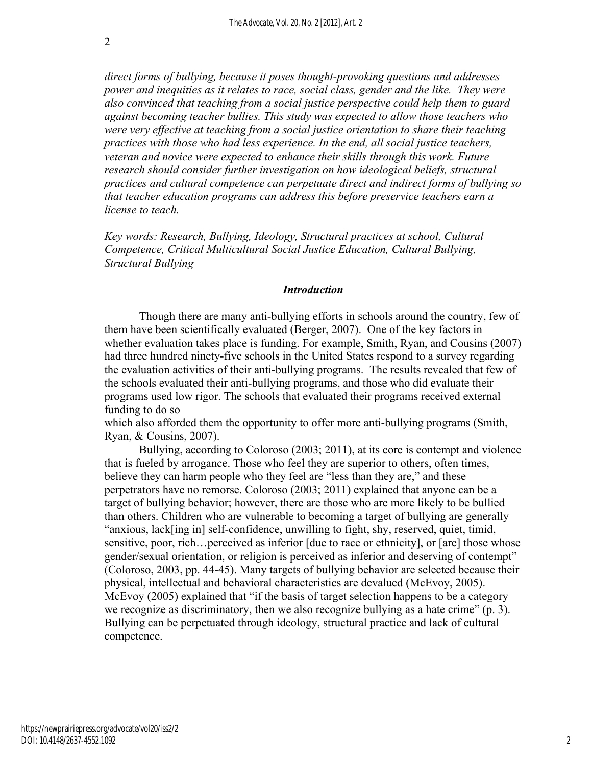*direct forms of bullying, because it poses thought-provoking questions and addresses power and inequities as it relates to race, social class, gender and the like. They were also convinced that teaching from a social justice perspective could help them to guard against becoming teacher bullies. This study was expected to allow those teachers who were very effective at teaching from a social justice orientation to share their teaching practices with those who had less experience. In the end, all social justice teachers, veteran and novice were expected to enhance their skills through this work. Future research should consider further investigation on how ideological beliefs, structural practices and cultural competence can perpetuate direct and indirect forms of bullying so that teacher education programs can address this before preservice teachers earn a license to teach.*

*Key words: Research, Bullying, Ideology, Structural practices at school, Cultural Competence, Critical Multicultural Social Justice Education, Cultural Bullying, Structural Bullying*

## *Introduction*

Though there are many anti-bullying efforts in schools around the country, few of them have been scientifically evaluated (Berger, 2007). One of the key factors in whether evaluation takes place is funding. For example, Smith, Ryan, and Cousins (2007) had three hundred ninety-five schools in the United States respond to a survey regarding the evaluation activities of their anti-bullying programs. The results revealed that few of the schools evaluated their anti-bullying programs, and those who did evaluate their programs used low rigor. The schools that evaluated their programs received external funding to do so which also afforded them the opportunity to offer more anti-bullying programs (Smith, Ryan, & Cousins, 2007).

Bullying, according to Coloroso (2003; 2011), at its core is contempt and violence that is fueled by arrogance. Those who feel they are superior to others, often times, believe they can harm people who they feel are "less than they are," and these perpetrators have no remorse. Coloroso (2003; 2011) explained that anyone can be a target of bullying behavior; however, there are those who are more likely to be bullied than others. Children who are vulnerable to becoming a target of bullying are generally "anxious, lack[ing in] self-confidence, unwilling to fight, shy, reserved, quiet, timid, sensitive, poor, rich…perceived as inferior [due to race or ethnicity], or [are] those whose gender/sexual orientation, or religion is perceived as inferior and deserving of contempt" (Coloroso, 2003, pp. 44-45). Many targets of bullying behavior are selected because their physical, intellectual and behavioral characteristics are devalued (McEvoy, 2005). McEvoy (2005) explained that "if the basis of target selection happens to be a category we recognize as discriminatory, then we also recognize bullying as a hate crime" (p. 3). Bullying can be perpetuated through ideology, structural practice and lack of cultural competence.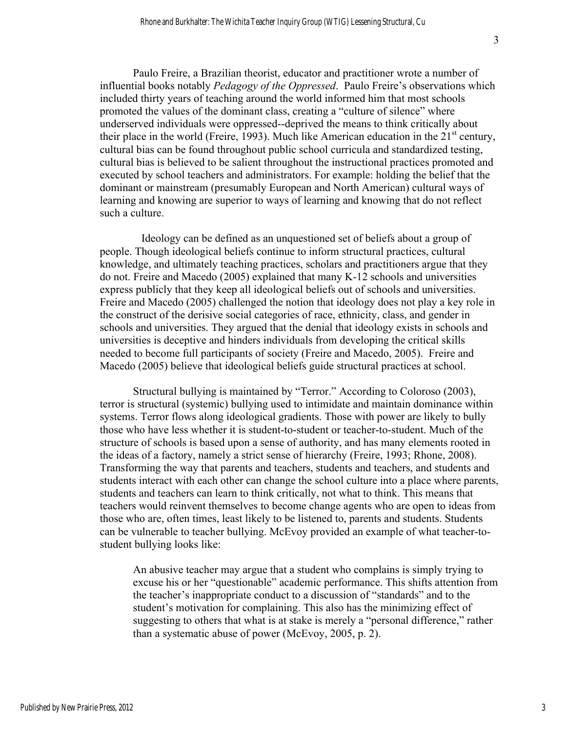Paulo Freire, a Brazilian theorist, educator and practitioner wrote a number of influential books notably *Pedagogy of the Oppressed*. Paulo Freire's observations which included thirty years of teaching around the world informed him that most schools promoted the values of the dominant class, creating a "culture of silence" where underserved individuals were oppressed--deprived the means to think critically about their place in the world (Freire, 1993). Much like American education in the 21st century, cultural bias can be found throughout public school curricula and standardized testing, cultural bias is believed to be salient throughout the instructional practices promoted and executed by school teachers and administrators. For example: holding the belief that the dominant or mainstream (presumably European and North American) cultural ways of learning and knowing are superior to ways of learning and knowing that do not reflect such a culture.

Ideology can be defined as an unquestioned set of beliefs about a group of people. Though ideological beliefs continue to inform structural practices, cultural knowledge, and ultimately teaching practices, scholars and practitioners argue that they do not. Freire and Macedo (2005) explained that many K-12 schools and universities express publicly that they keep all ideological beliefs out of schools and universities. Freire and Macedo (2005) challenged the notion that ideology does not play a key role in the construct of the derisive social categories of race, ethnicity, class, and gender in schools and universities. They argued that the denial that ideology exists in schools and universities is deceptive and hinders individuals from developing the critical skills needed to become full participants of society (Freire and Macedo, 2005). Freire and Macedo (2005) believe that ideological beliefs guide structural practices at school.

Structural bullying is maintained by "Terror." According to Coloroso (2003), terror is structural (systemic) bullying used to intimidate and maintain dominance within systems. Terror flows along ideological gradients. Those with power are likely to bully those who have less whether it is student-to-student or teacher-to-student. Much of the structure of schools is based upon a sense of authority, and has many elements rooted in the ideas of a factory, namely a strict sense of hierarchy (Freire, 1993; Rhone, 2008). Transforming the way that parents and teachers, students and teachers, and students and students interact with each other can change the school culture into a place where parents, students and teachers can learn to think critically, not what to think. This means that teachers would reinvent themselves to become change agents who are open to ideas from those who are, often times, least likely to be listened to, parents and students. Students can be vulnerable to teacher bullying. McEvoy provided an example of what teacher-to-student bullying looks like:

> An abusive teacher may argue that a student who complains is simply trying to excuse his or her "questionable" academic performance. This shifts attention from the teacher's inappropriate conduct to a discussion of "standards" and to the student's motivation for complaining. This also has the minimizing effect of suggesting to others that what is at stake is merely a "personal difference," rather than a systematic abuse of power (McEvoy, 2005, p. 2).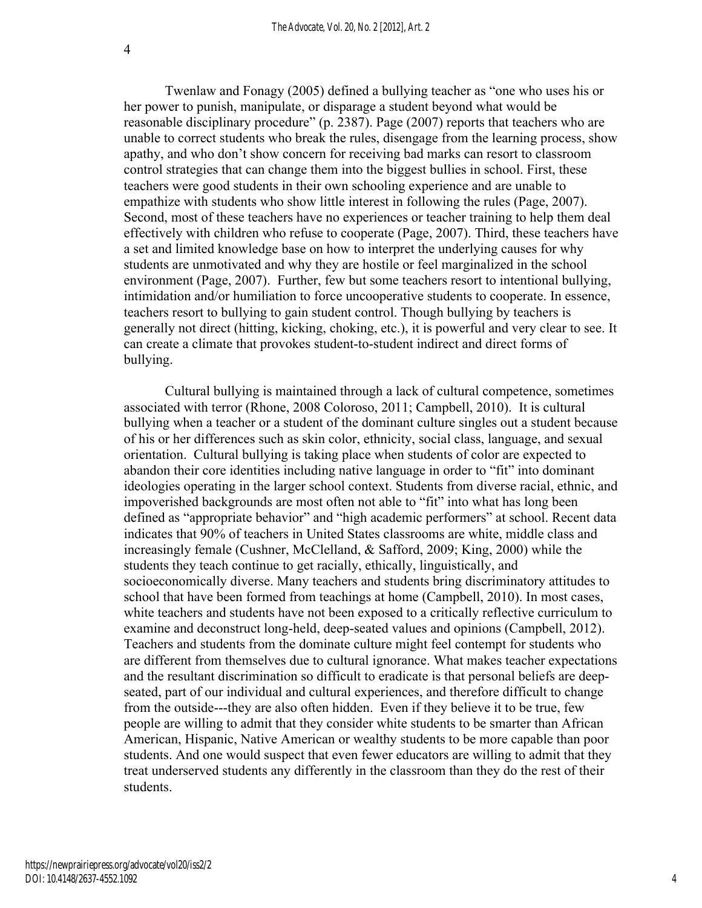Twenlaw and Fonagy (2005) defined a bullying teacher as "one who uses his or her power to punish, manipulate, or disparage a student beyond what would be reasonable disciplinary procedure" (p. 2387). Page (2007) reports that teachers who are unable to correct students who break the rules, disengage from the learning process, show apathy, and who don't show concern for receiving bad marks can resort to classroom control strategies that can change them into the biggest bullies in school. First, these teachers were good students in their own schooling experience and are unable to empathize with students who show little interest in following the rules (Page, 2007). Second, most of these teachers have no experiences or teacher training to help them deal effectively with children who refuse to cooperate (Page, 2007). Third, these teachers have a set and limited knowledge base on how to interpret the underlying causes for why students are unmotivated and why they are hostile or feel marginalized in the school environment (Page, 2007). Further, few but some teachers resort to intentional bullying, intimidation and/or humiliation to force uncooperative students to cooperate. In essence, teachers resort to bullying to gain student control. Though bullying by teachers is generally not direct (hitting, kicking, choking, etc.), it is powerful and very clear to see. It can create a climate that provokes student-to-student indirect and direct forms of bullying.

Cultural bullying is maintained through a lack of cultural competence, sometimes associated with terror (Rhone, 2008 Coloroso, 2011; Campbell, 2010). It is cultural bullying when a teacher or a student of the dominant culture singles out a student because of his or her differences such as skin color, ethnicity, social class, language, and sexual orientation. Cultural bullying is taking place when students of color are expected to abandon their core identities including native language in order to "fit" into dominant ideologies operating in the larger school context. Students from diverse racial, ethnic, and impoverished backgrounds are most often not able to "fit" into what has long been defined as "appropriate behavior" and "high academic performers" at school. Recent data indicates that 90% of teachers in United States classrooms are white, middle class and increasingly female (Cushner, McClelland, & Safford, 2009; King, 2000) while the students they teach continue to get racially, ethically, linguistically, and socioeconomically diverse. Many teachers and students bring discriminatory attitudes to school that have been formed from teachings at home (Campbell, 2010). In most cases, white teachers and students have not been exposed to a critically reflective curriculum to examine and deconstruct long-held, deep-seated values and opinions (Campbell, 2012). Teachers and students from the dominate culture might feel contempt for students who are different from themselves due to cultural ignorance. What makes teacher expectations and the resultant discrimination so difficult to eradicate is that personal beliefs are deep-seated, part of our individual and cultural experiences, and therefore difficult to change from the outside---they are also often hidden. Even if they believe it to be true, few people are willing to admit that they consider white students to be smarter than African American, Hispanic, Native American or wealthy students to be more capable than poor students. And one would suspect that even fewer educators are willing to admit that they treat underserved students any differently in the classroom than they do the rest of their students.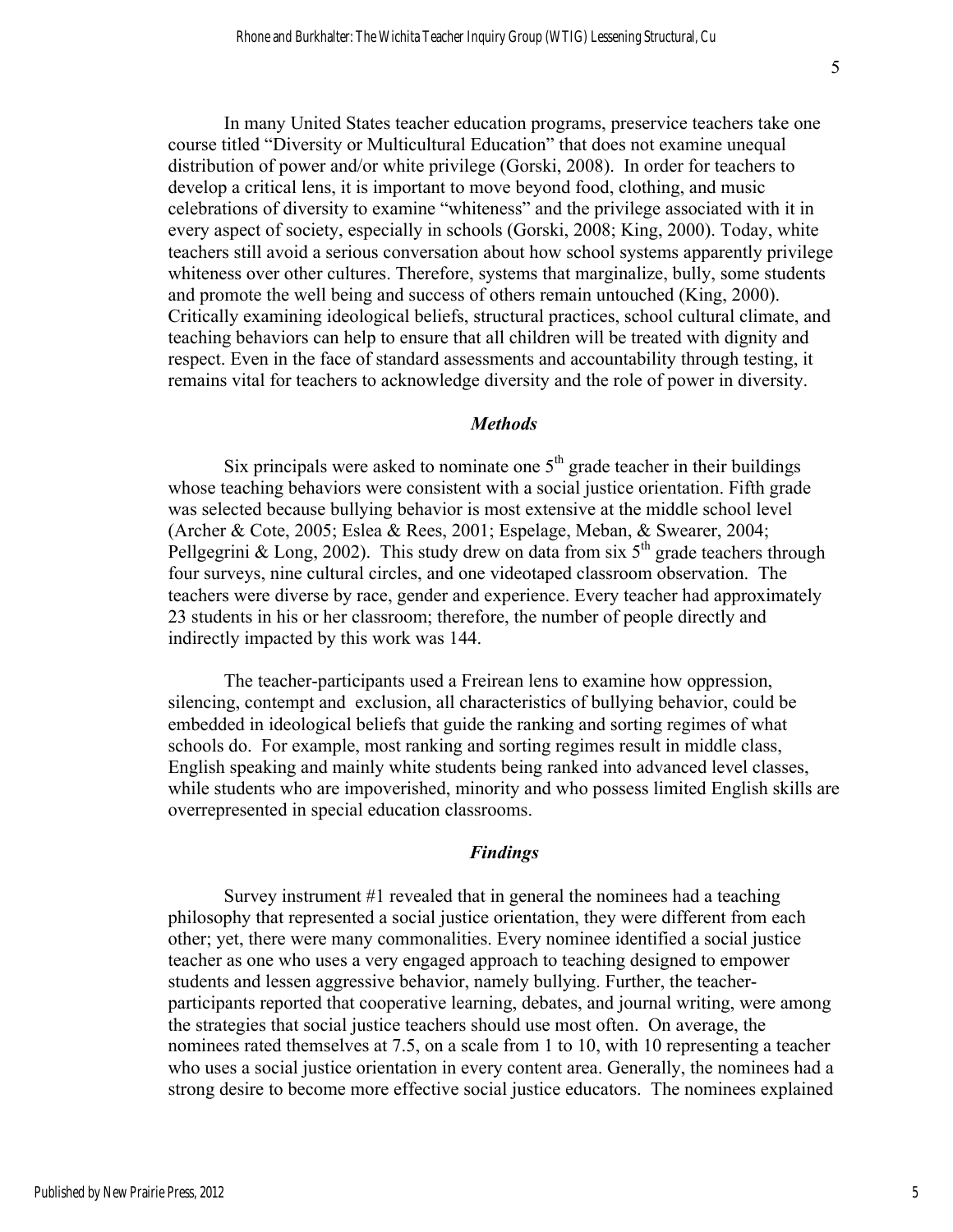In many United States teacher education programs, preservice teachers take one course titled "Diversity or Multicultural Education" that does not examine unequal distribution of power and/or white privilege (Gorski, 2008). In order for teachers to develop a critical lens, it is important to move beyond food, clothing, and music celebrations of diversity to examine "whiteness" and the privilege associated with it in every aspect of society, especially in schools (Gorski, 2008; King, 2000). Today, white teachers still avoid a serious conversation about how school systems apparently privilege whiteness over other cultures. Therefore, systems that marginalize, bully, some students and promote the well being and success of others remain untouched (King, 2000). Critically examining ideological beliefs, structural practices, school cultural climate, and teaching behaviors can help to ensure that all children will be treated with dignity and respect. Even in the face of standard assessments and accountability through testing, it remains vital for teachers to acknowledge diversity and the role of power in diversity.

### *Methods*

Six principals were asked to nominate one 5th grade teacher in their buildings whose teaching behaviors were consistent with a social justice orientation. Fifth grade was selected because bullying behavior is most extensive at the middle school level (Archer & Cote, 2005; Eslea & Rees, 2001; Espelage, Meban, & Swearer, 2004; Pellgegrini & Long, 2002). This study drew on data from six 5th grade teachers through four surveys, nine cultural circles, and one videotaped classroom observation. The teachers were diverse by race, gender and experience. Every teacher had approximately 23 students in his or her classroom; therefore, the number of people directly and indirectly impacted by this work was 144.

The teacher-participants used a Freirean lens to examine how oppression, silencing, contempt and exclusion, all characteristics of bullying behavior, could be embedded in ideological beliefs that guide the ranking and sorting regimes of what schools do. For example, most ranking and sorting regimes result in middle class, English speaking and mainly white students being ranked into advanced level classes, while students who are impoverished, minority and who possess limited English skills are overrepresented in special education classrooms.

### *Findings*

Survey instrument #1 revealed that in general the nominees had a teaching philosophy that represented a social justice orientation, they were different from each other; yet, there were many commonalities. Every nominee identified a social justice teacher as one who uses a very engaged approach to teaching designed to empower students and lessen aggressive behavior, namely bullying. Further, the teacher-participants reported that cooperative learning, debates, and journal writing, were among the strategies that social justice teachers should use most often. On average, the nominees rated themselves at 7.5, on a scale from 1 to 10, with 10 representing a teacher who uses a social justice orientation in every content area. Generally, the nominees had a strong desire to become more effective social justice educators. The nominees explained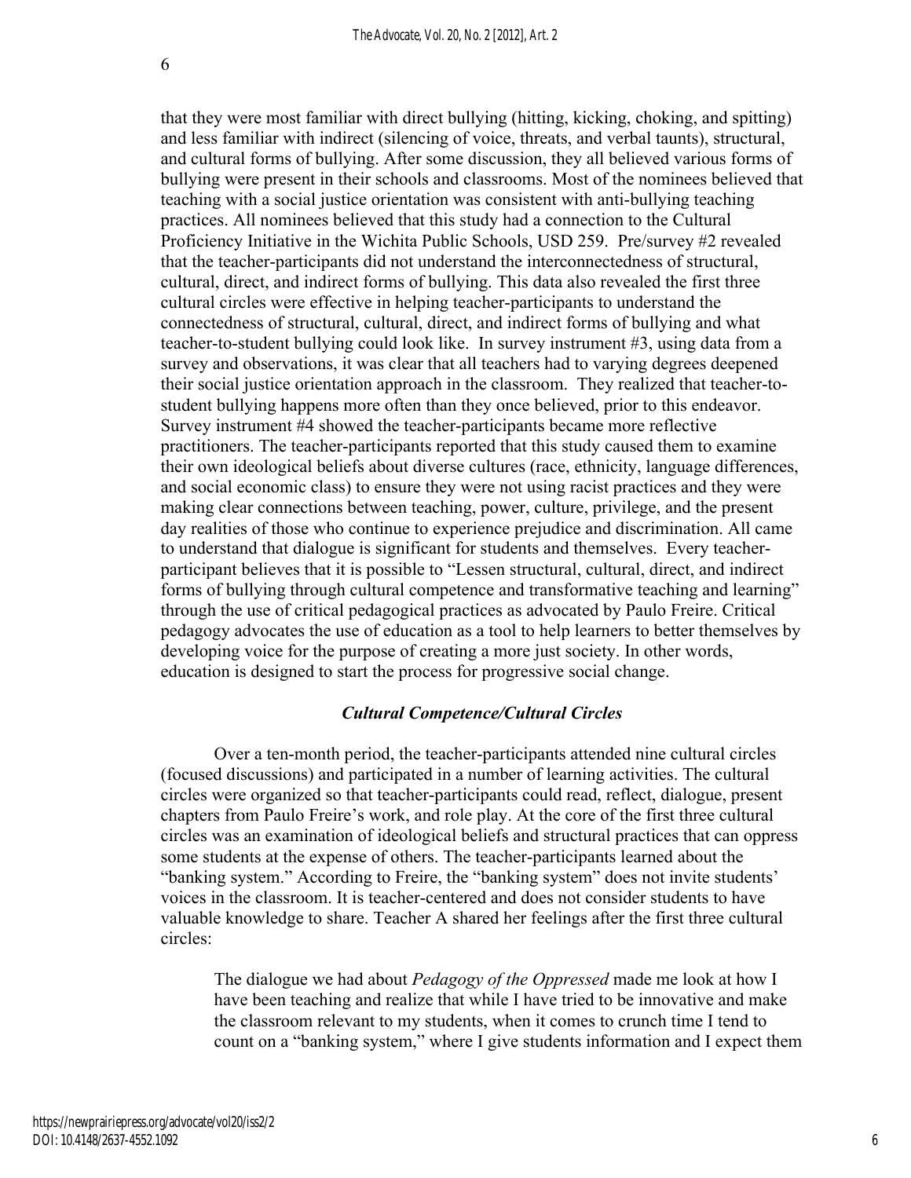that they were most familiar with direct bullying (hitting, kicking, choking, and spitting) and less familiar with indirect (silencing of voice, threats, and verbal taunts), structural, and cultural forms of bullying. After some discussion, they all believed various forms of bullying were present in their schools and classrooms. Most of the nominees believed that teaching with a social justice orientation was consistent with anti-bullying teaching practices. All nominees believed that this study had a connection to the Cultural Proficiency Initiative in the Wichita Public Schools, USD 259. Pre/survey #2 revealed that the teacher-participants did not understand the interconnectedness of structural, cultural, direct, and indirect forms of bullying. This data also revealed the first three cultural circles were effective in helping teacher-participants to understand the connectedness of structural, cultural, direct, and indirect forms of bullying and what teacher-to-student bullying could look like. In survey instrument #3, using data from a survey and observations, it was clear that all teachers had to varying degrees deepened their social justice orientation approach in the classroom. They realized that teacher-to-student bullying happens more often than they once believed, prior to this endeavor. Survey instrument #4 showed the teacher-participants became more reflective practitioners. The teacher-participants reported that this study caused them to examine their own ideological beliefs about diverse cultures (race, ethnicity, language differences, and social economic class) to ensure they were not using racist practices and they were making clear connections between teaching, power, culture, privilege, and the present day realities of those who continue to experience prejudice and discrimination. All came to understand that dialogue is significant for students and themselves. Every teacher-participant believes that it is possible to "Lessen structural, cultural, direct, and indirect forms of bullying through cultural competence and transformative teaching and learning" through the use of critical pedagogical practices as advocated by Paulo Freire. Critical pedagogy advocates the use of education as a tool to help learners to better themselves by developing voice for the purpose of creating a more just society. In other words, education is designed to start the process for progressive social change.

### *Cultural Competence/Cultural Circles*

Over a ten-month period, the teacher-participants attended nine cultural circles (focused discussions) and participated in a number of learning activities. The cultural circles were organized so that teacher-participants could read, reflect, dialogue, present chapters from Paulo Freire's work, and role play. At the core of the first three cultural circles was an examination of ideological beliefs and structural practices that can oppress some students at the expense of others. The teacher-participants learned about the "banking system." According to Freire, the "banking system" does not invite students' voices in the classroom. It is teacher-centered and does not consider students to have valuable knowledge to share. Teacher A shared her feelings after the first three cultural circles:

> The dialogue we had about *Pedagogy of the Oppressed* made me look at how I have been teaching and realize that while I have tried to be innovative and make the classroom relevant to my students, when it comes to crunch time I tend to count on a "banking system," where I give students information and I expect them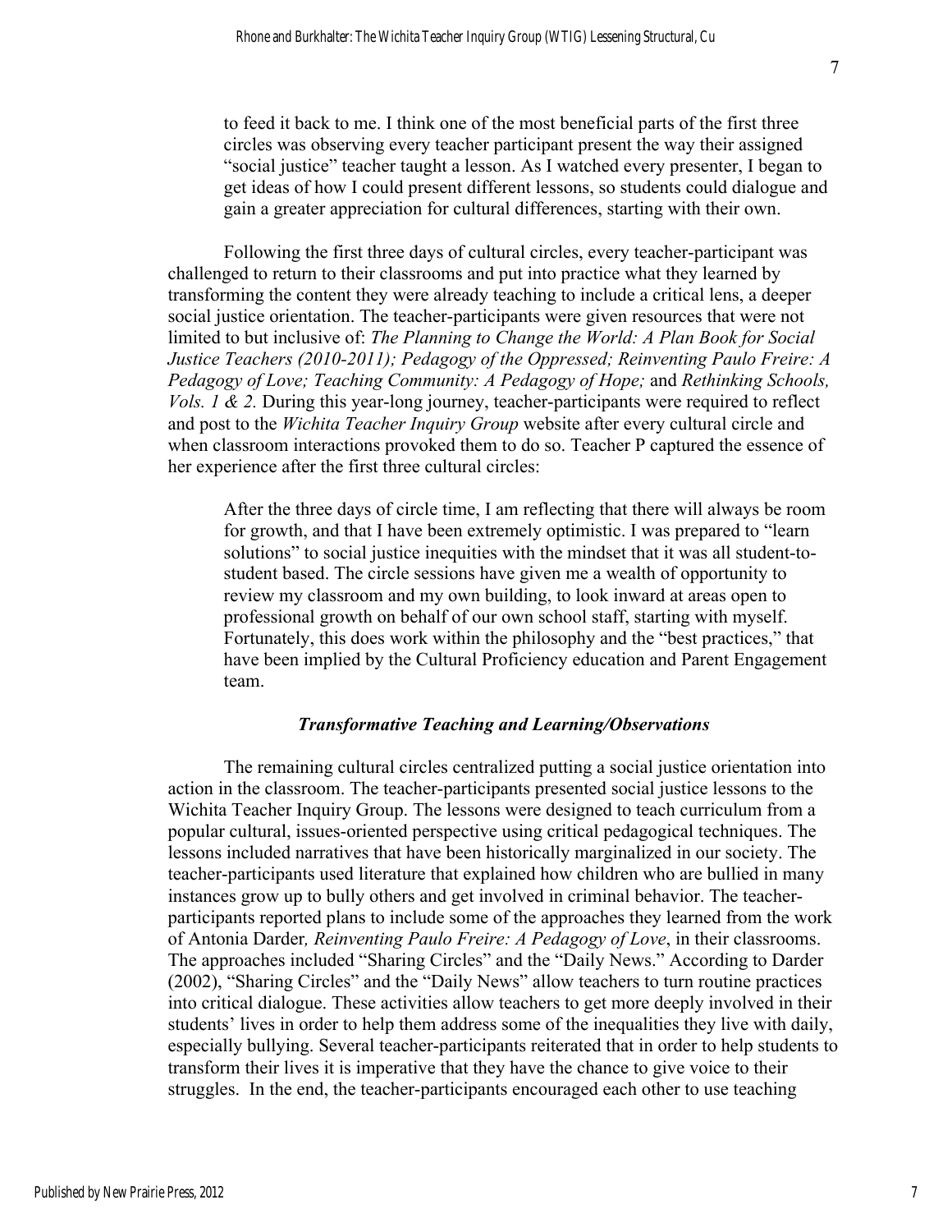to feed it back to me. I think one of the most beneficial parts of the first three circles was observing every teacher participant present the way their assigned "social justice" teacher taught a lesson. As I watched every presenter, I began to get ideas of how I could present different lessons, so students could dialogue and gain a greater appreciation for cultural differences, starting with their own.

Following the first three days of cultural circles, every teacher-participant was challenged to return to their classrooms and put into practice what they learned by transforming the content they were already teaching to include a critical lens, a deeper social justice orientation. The teacher-participants were given resources that were not limited to but inclusive of: *The Planning to Change the World: A Plan Book for Social Justice Teachers (2010-2011); Pedagogy of the Oppressed; Reinventing Paulo Freire: A Pedagogy of Love; Teaching Community: A Pedagogy of Hope;* and *Rethinking Schools, Vols. 1 & 2.* During this year-long journey, teacher-participants were required to reflect and post to the *Wichita Teacher Inquiry Group* website after every cultural circle and when classroom interactions provoked them to do so. Teacher P captured the essence of her experience after the first three cultural circles:

> After the three days of circle time, I am reflecting that there will always be room for growth, and that I have been extremely optimistic. I was prepared to "learn solutions" to social justice inequities with the mindset that it was all student-to-student based. The circle sessions have given me a wealth of opportunity to review my classroom and my own building, to look inward at areas open to professional growth on behalf of our own school staff, starting with myself. Fortunately, this does work within the philosophy and the "best practices," that have been implied by the Cultural Proficiency education and Parent Engagement team.

### *Transformative Teaching and Learning/Observations*

The remaining cultural circles centralized putting a social justice orientation into action in the classroom. The teacher-participants presented social justice lessons to the Wichita Teacher Inquiry Group. The lessons were designed to teach curriculum from a popular cultural, issues-oriented perspective using critical pedagogical techniques. The lessons included narratives that have been historically marginalized in our society. The teacher-participants used literature that explained how children who are bullied in many instances grow up to bully others and get involved in criminal behavior. The teacher-participants reported plans to include some of the approaches they learned from the work of Antonia Darder*, Reinventing Paulo Freire: A Pedagogy of Love*, in their classrooms. The approaches included "Sharing Circles" and the "Daily News." According to Darder (2002), "Sharing Circles" and the "Daily News" allow teachers to turn routine practices into critical dialogue. These activities allow teachers to get more deeply involved in their students' lives in order to help them address some of the inequalities they live with daily, especially bullying. Several teacher-participants reiterated that in order to help students to transform their lives it is imperative that they have the chance to give voice to their struggles. In the end, the teacher-participants encouraged each other to use teaching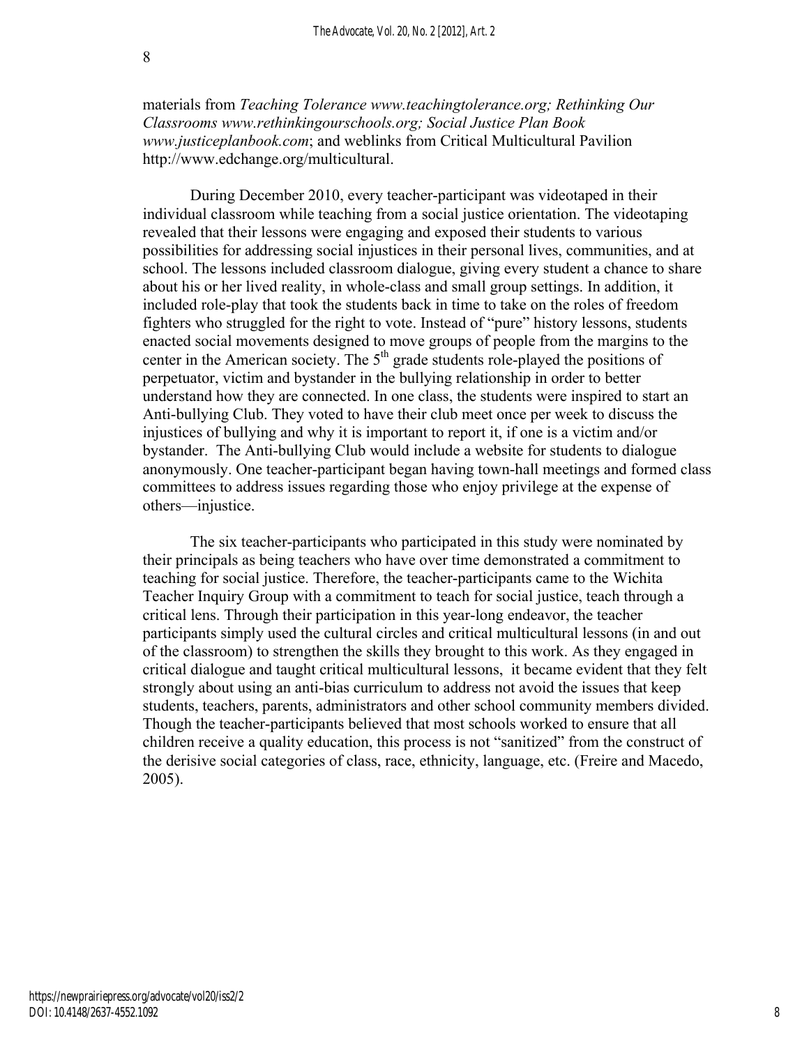materials from *Teaching Tolerance www.teachingtolerance.org; Rethinking Our Classrooms www.rethinkingourschools.org; Social Justice Plan Book www.justiceplanbook.com*; and weblinks from Critical Multicultural Pavilion http://www.edchange.org/multicultural.

During December 2010, every teacher-participant was videotaped in their individual classroom while teaching from a social justice orientation. The videotaping revealed that their lessons were engaging and exposed their students to various possibilities for addressing social injustices in their personal lives, communities, and at school. The lessons included classroom dialogue, giving every student a chance to share about his or her lived reality, in whole-class and small group settings. In addition, it included role-play that took the students back in time to take on the roles of freedom fighters who struggled for the right to vote. Instead of "pure" history lessons, students enacted social movements designed to move groups of people from the margins to the center in the American society. The 5th grade students role-played the positions of perpetuator, victim and bystander in the bullying relationship in order to better understand how they are connected. In one class, the students were inspired to start an Anti-bullying Club. They voted to have their club meet once per week to discuss the injustices of bullying and why it is important to report it, if one is a victim and/or bystander. The Anti-bullying Club would include a website for students to dialogue anonymously. One teacher-participant began having town-hall meetings and formed class committees to address issues regarding those who enjoy privilege at the expense of others—injustice.

The six teacher-participants who participated in this study were nominated by their principals as being teachers who have over time demonstrated a commitment to teaching for social justice. Therefore, the teacher-participants came to the Wichita Teacher Inquiry Group with a commitment to teach for social justice, teach through a critical lens. Through their participation in this year-long endeavor, the teacher participants simply used the cultural circles and critical multicultural lessons (in and out of the classroom) to strengthen the skills they brought to this work. As they engaged in critical dialogue and taught critical multicultural lessons, it became evident that they felt strongly about using an anti-bias curriculum to address not avoid the issues that keep students, teachers, parents, administrators and other school community members divided. Though the teacher-participants believed that most schools worked to ensure that all children receive a quality education, this process is not "sanitized" from the construct of the derisive social categories of class, race, ethnicity, language, etc. (Freire and Macedo, 2005).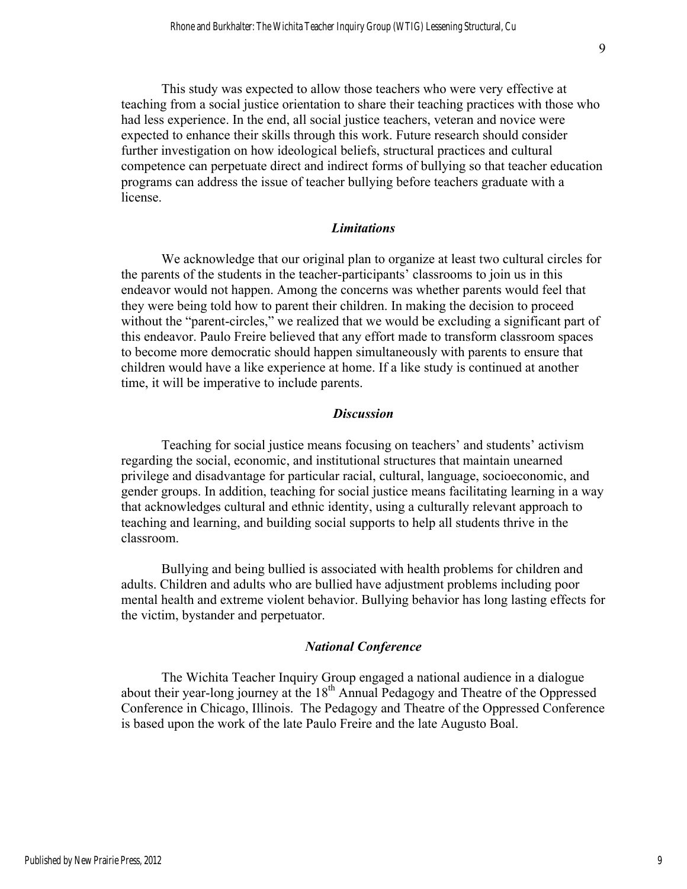This study was expected to allow those teachers who were very effective at teaching from a social justice orientation to share their teaching practices with those who had less experience. In the end, all social justice teachers, veteran and novice were expected to enhance their skills through this work. Future research should consider further investigation on how ideological beliefs, structural practices and cultural competence can perpetuate direct and indirect forms of bullying so that teacher education programs can address the issue of teacher bullying before teachers graduate with a license.

### *Limitations*

We acknowledge that our original plan to organize at least two cultural circles for the parents of the students in the teacher-participants' classrooms to join us in this endeavor would not happen. Among the concerns was whether parents would feel that they were being told how to parent their children. In making the decision to proceed without the "parent-circles," we realized that we would be excluding a significant part of this endeavor. Paulo Freire believed that any effort made to transform classroom spaces to become more democratic should happen simultaneously with parents to ensure that children would have a like experience at home. If a like study is continued at another time, it will be imperative to include parents.

### *Discussion*

Teaching for social justice means focusing on teachers' and students' activism regarding the social, economic, and institutional structures that maintain unearned privilege and disadvantage for particular racial, cultural, language, socioeconomic, and gender groups. In addition, teaching for social justice means facilitating learning in a way that acknowledges cultural and ethnic identity, using a culturally relevant approach to teaching and learning, and building social supports to help all students thrive in the classroom.

Bullying and being bullied is associated with health problems for children and adults. Children and adults who are bullied have adjustment problems including poor mental health and extreme violent behavior. Bullying behavior has long lasting effects for the victim, bystander and perpetuator.

### *National Conference*

The Wichita Teacher Inquiry Group engaged a national audience in a dialogue about their year-long journey at the 18th Annual Pedagogy and Theatre of the Oppressed Conference in Chicago, Illinois. The Pedagogy and Theatre of the Oppressed Conference is based upon the work of the late Paulo Freire and the late Augusto Boal.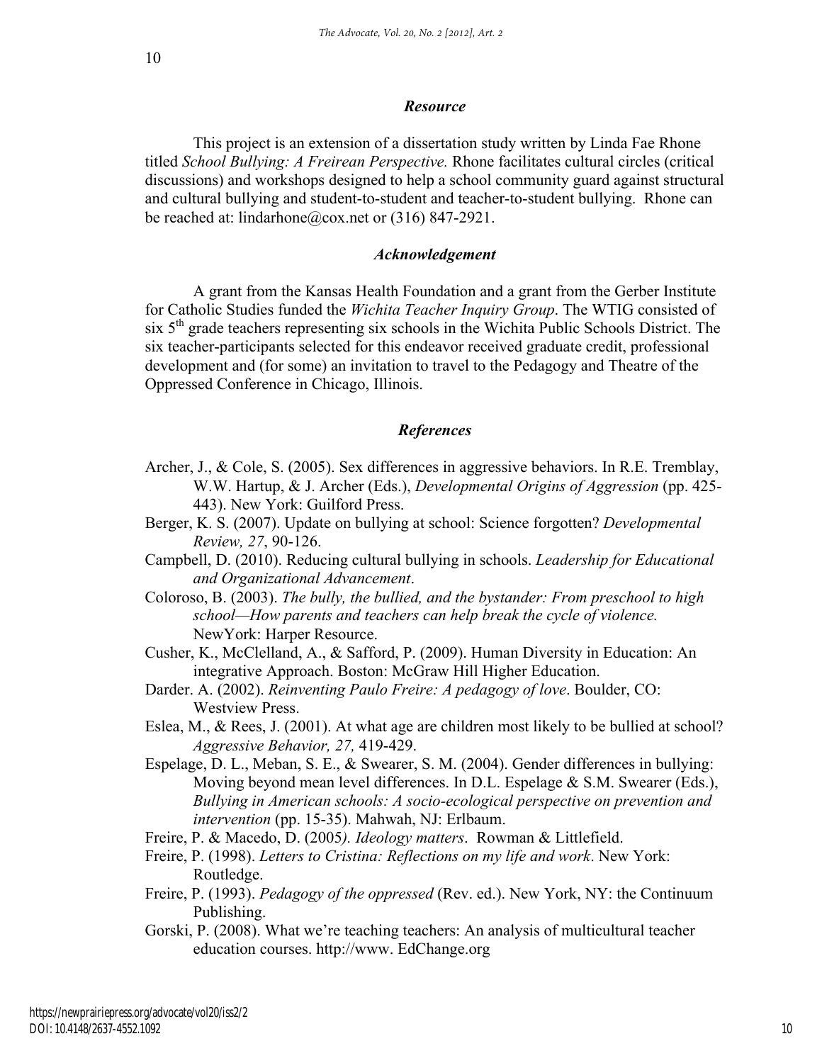### *Resource*

This project is an extension of a dissertation study written by Linda Fae Rhone titled *School Bullying: A Freirean Perspective.* Rhone facilitates cultural circles (critical discussions) and workshops designed to help a school community guard against structural and cultural bullying and student-to-student and teacher-to-student bullying. Rhone can be reached at: lindarhone@cox.net or (316) 847-2921.

### *Acknowledgement*

A grant from the Kansas Health Foundation and a grant from the Gerber Institute for Catholic Studies funded the *Wichita Teacher Inquiry Group*. The WTIG consisted of six 5th grade teachers representing six schools in the Wichita Public Schools District. The six teacher-participants selected for this endeavor received graduate credit, professional development and (for some) an invitation to travel to the Pedagogy and Theatre of the Oppressed Conference in Chicago, Illinois.

### *References*

Archer, J., & Cole, S. (2005). Sex differences in aggressive behaviors. In R.E. Tremblay, W.W. Hartup, & J. Archer (Eds.), *Developmental Origins of Aggression* (pp. 425-443). New York: Guilford Press.

Berger, K. S. (2007). Update on bullying at school: Science forgotten? *Developmental Review, 27*, 90-126.

Campbell, D. (2010). Reducing cultural bullying in schools. *Leadership for Educational and Organizational Advancement*.

Coloroso, B. (2003). *The bully, the bullied, and the bystander: From preschool to high school—How parents and teachers can help break the cycle of violence.* NewYork: Harper Resource.

Cusher, K., McClelland, A., & Safford, P. (2009). Human Diversity in Education: An integrative Approach. Boston: McGraw Hill Higher Education.

Darder. A. (2002). *Reinventing Paulo Freire: A pedagogy of love*. Boulder, CO: Westview Press.

Eslea, M., & Rees, J. (2001). At what age are children most likely to be bullied at school? *Aggressive Behavior, 27,* 419-429.

Espelage, D. L., Meban, S. E., & Swearer, S. M. (2004). Gender differences in bullying: Moving beyond mean level differences. In D.L. Espelage & S.M. Swearer (Eds.), *Bullying in American schools: A socio-ecological perspective on prevention and intervention* (pp. 15-35). Mahwah, NJ: Erlbaum.

Freire, P. & Macedo, D. (2005*). Ideology matters*. Rowman & Littlefield.

Freire, P. (1998). *Letters to Cristina: Reflections on my life and work*. New York: Routledge.

Freire, P. (1993). *Pedagogy of the oppressed* (Rev. ed.). New York, NY: the Continuum Publishing.

Gorski, P. (2008). What we're teaching teachers: An analysis of multicultural teacher education courses. http://www. EdChange.org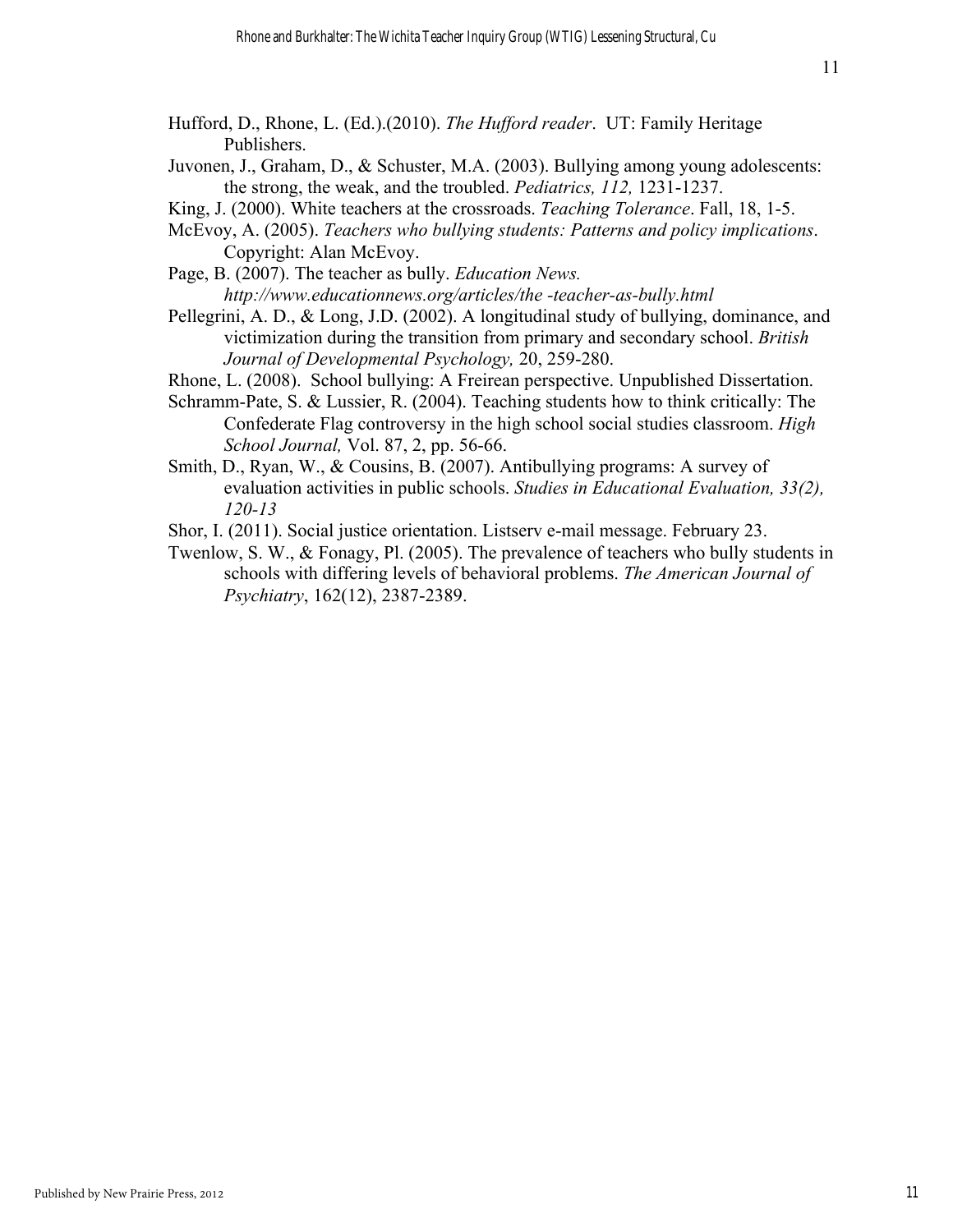Hufford, D., Rhone, L. (Ed.).(2010). *The Hufford reader*. UT: Family Heritage Publishers.

Juvonen, J., Graham, D., & Schuster, M.A. (2003). Bullying among young adolescents: the strong, the weak, and the troubled. *Pediatrics, 112,* 1231-1237.

King, J. (2000). White teachers at the crossroads. *Teaching Tolerance*. Fall, 18, 1-5.

McEvoy, A. (2005). *Teachers who bullying students: Patterns and policy implications*. Copyright: Alan McEvoy.

Page, B. (2007). The teacher as bully. *Education News. http://www.educationnews.org/articles/the -teacher-as-bully.html*

Pellegrini, A. D., & Long, J.D. (2002). A longitudinal study of bullying, dominance, and victimization during the transition from primary and secondary school. *British Journal of Developmental Psychology,* 20, 259-280.

Rhone, L. (2008). School bullying: A Freirean perspective. Unpublished Dissertation.

Schramm-Pate, S. & Lussier, R. (2004). Teaching students how to think critically: The Confederate Flag controversy in the high school social studies classroom. *High School Journal,* Vol. 87, 2, pp. 56-66.

Smith, D., Ryan, W., & Cousins, B. (2007). Antibullying programs: A survey of evaluation activities in public schools. *Studies in Educational Evaluation, 33(2), 120-13*

Shor, I. (2011). Social justice orientation. Listserv e-mail message. February 23.

Twenlow, S. W., & Fonagy, Pl. (2005). The prevalence of teachers who bully students in schools with differing levels of behavioral problems. *The American Journal of Psychiatry*, 162(12), 2387-2389.